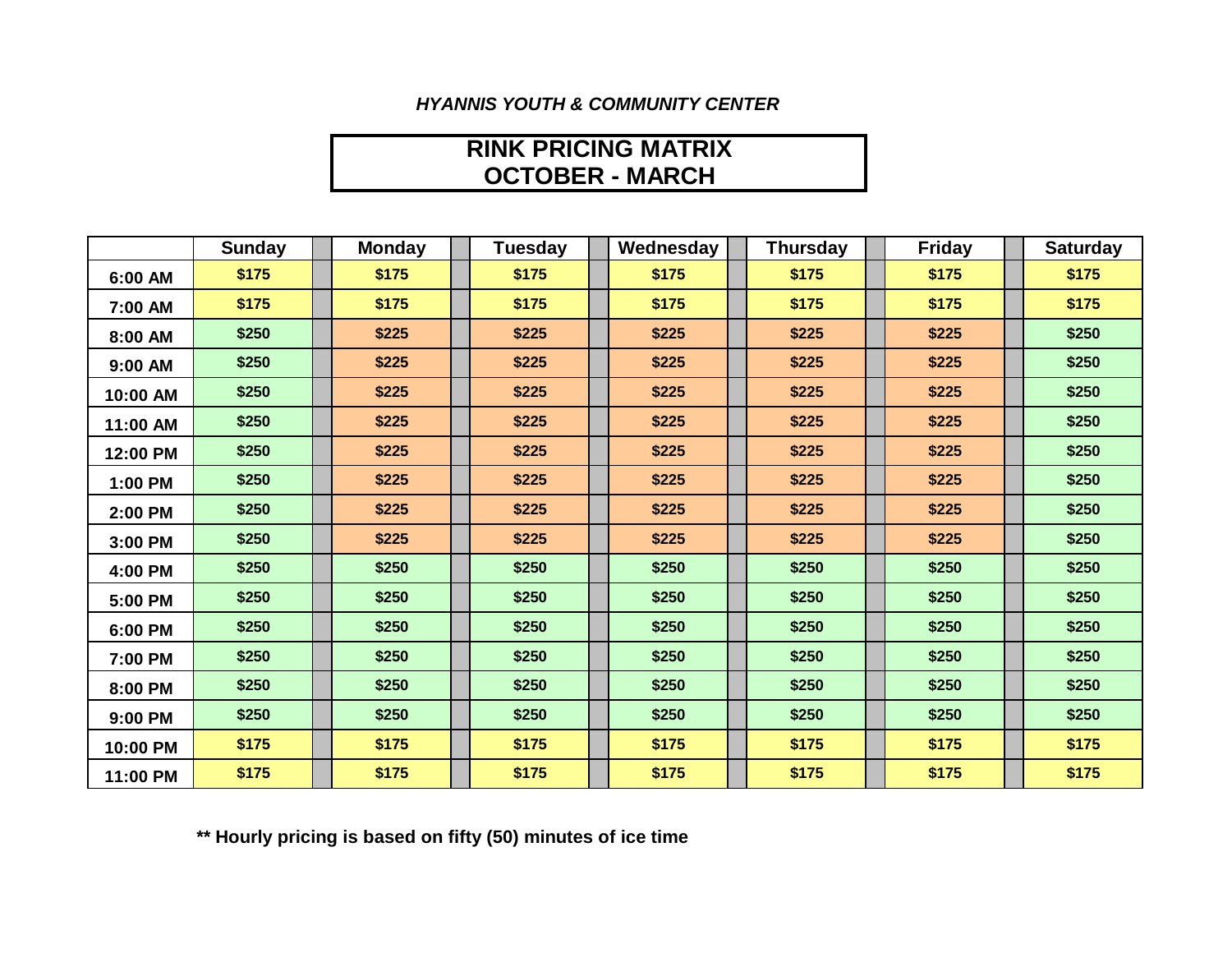*HYANNIS YOUTH & COMMUNITY CENTER*

# RINK PRICING MATRIX
# OCTOBER - MARCH

| | Sunday | Monday | Tuesday | Wednesday | Thursday | Friday | Saturday |
|---|---|---|---|---|---|---|---|
| 6:00 AM | $175 | $175 | $175 | $175 | $175 | $175 | $175 |
| 7:00 AM | $175 | $175 | $175 | $175 | $175 | $175 | $175 |
| 8:00 AM | $250 | $225 | $225 | $225 | $225 | $225 | $250 |
| 9:00 AM | $250 | $225 | $225 | $225 | $225 | $225 | $250 |
| 10:00 AM | $250 | $225 | $225 | $225 | $225 | $225 | $250 |
| 11:00 AM | $250 | $225 | $225 | $225 | $225 | $225 | $250 |
| 12:00 PM | $250 | $225 | $225 | $225 | $225 | $225 | $250 |
| 1:00 PM | $250 | $225 | $225 | $225 | $225 | $225 | $250 |
| 2:00 PM | $250 | $225 | $225 | $225 | $225 | $225 | $250 |
| 3:00 PM | $250 | $225 | $225 | $225 | $225 | $225 | $250 |
| 4:00 PM | $250 | $250 | $250 | $250 | $250 | $250 | $250 |
| 5:00 PM | $250 | $250 | $250 | $250 | $250 | $250 | $250 |
| 6:00 PM | $250 | $250 | $250 | $250 | $250 | $250 | $250 |
| 7:00 PM | $250 | $250 | $250 | $250 | $250 | $250 | $250 |
| 8:00 PM | $250 | $250 | $250 | $250 | $250 | $250 | $250 |
| 9:00 PM | $250 | $250 | $250 | $250 | $250 | $250 | $250 |
| 10:00 PM | $175 | $175 | $175 | $175 | $175 | $175 | $175 |
| 11:00 PM | $175 | $175 | $175 | $175 | $175 | $175 | $175 |

**** Hourly pricing is based on fifty (50) minutes of ice time**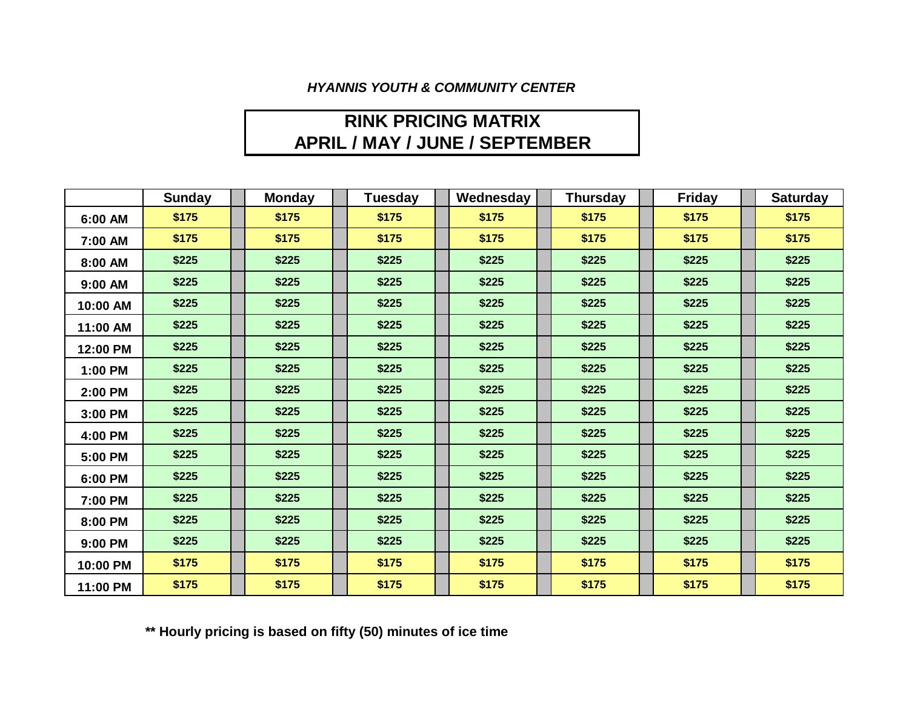*HYANNIS YOUTH & COMMUNITY CENTER*

# RINK PRICING MATRIX
# APRIL / MAY / JUNE / SEPTEMBER

| | Sunday | Monday | Tuesday | Wednesday | Thursday | Friday | Saturday |
|---|---|---|---|---|---|---|---|
| 6:00 AM | $175 | $175 | $175 | $175 | $175 | $175 | $175 |
| 7:00 AM | $175 | $175 | $175 | $175 | $175 | $175 | $175 |
| 8:00 AM | $225 | $225 | $225 | $225 | $225 | $225 | $225 |
| 9:00 AM | $225 | $225 | $225 | $225 | $225 | $225 | $225 |
| 10:00 AM | $225 | $225 | $225 | $225 | $225 | $225 | $225 |
| 11:00 AM | $225 | $225 | $225 | $225 | $225 | $225 | $225 |
| 12:00 PM | $225 | $225 | $225 | $225 | $225 | $225 | $225 |
| 1:00 PM | $225 | $225 | $225 | $225 | $225 | $225 | $225 |
| 2:00 PM | $225 | $225 | $225 | $225 | $225 | $225 | $225 |
| 3:00 PM | $225 | $225 | $225 | $225 | $225 | $225 | $225 |
| 4:00 PM | $225 | $225 | $225 | $225 | $225 | $225 | $225 |
| 5:00 PM | $225 | $225 | $225 | $225 | $225 | $225 | $225 |
| 6:00 PM | $225 | $225 | $225 | $225 | $225 | $225 | $225 |
| 7:00 PM | $225 | $225 | $225 | $225 | $225 | $225 | $225 |
| 8:00 PM | $225 | $225 | $225 | $225 | $225 | $225 | $225 |
| 9:00 PM | $225 | $225 | $225 | $225 | $225 | $225 | $225 |
| 10:00 PM | $175 | $175 | $175 | $175 | $175 | $175 | $175 |
| 11:00 PM | $175 | $175 | $175 | $175 | $175 | $175 | $175 |

**** Hourly pricing is based on fifty (50) minutes of ice time**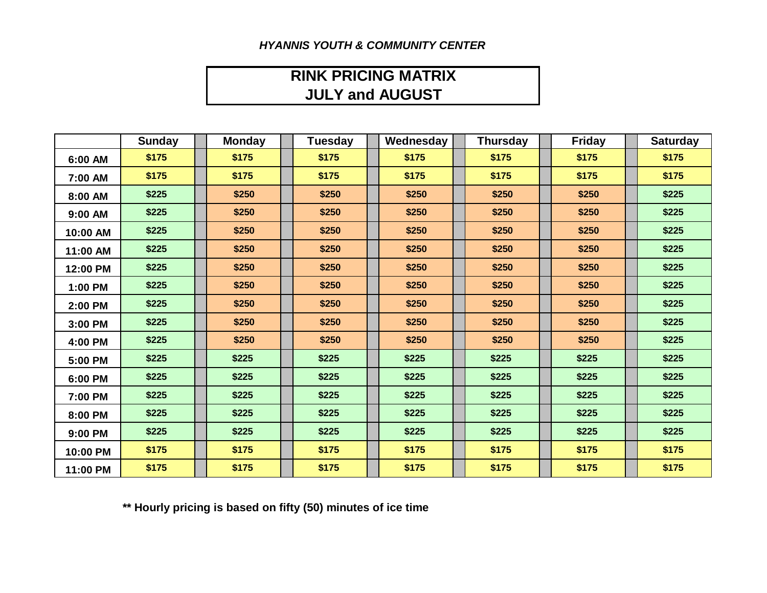*HYANNIS YOUTH & COMMUNITY CENTER*

# RINK PRICING MATRIX
## JULY and AUGUST

| | Sunday | Monday | Tuesday | Wednesday | Thursday | Friday | Saturday |
|---|---|---|---|---|---|---|---|
| 6:00 AM | $175 | $175 | $175 | $175 | $175 | $175 | $175 |
| 7:00 AM | $175 | $175 | $175 | $175 | $175 | $175 | $175 |
| 8:00 AM | $225 | $250 | $250 | $250 | $250 | $250 | $225 |
| 9:00 AM | $225 | $250 | $250 | $250 | $250 | $250 | $225 |
| 10:00 AM | $225 | $250 | $250 | $250 | $250 | $250 | $225 |
| 11:00 AM | $225 | $250 | $250 | $250 | $250 | $250 | $225 |
| 12:00 PM | $225 | $250 | $250 | $250 | $250 | $250 | $225 |
| 1:00 PM | $225 | $250 | $250 | $250 | $250 | $250 | $225 |
| 2:00 PM | $225 | $250 | $250 | $250 | $250 | $250 | $225 |
| 3:00 PM | $225 | $250 | $250 | $250 | $250 | $250 | $225 |
| 4:00 PM | $225 | $250 | $250 | $250 | $250 | $250 | $225 |
| 5:00 PM | $225 | $225 | $225 | $225 | $225 | $225 | $225 |
| 6:00 PM | $225 | $225 | $225 | $225 | $225 | $225 | $225 |
| 7:00 PM | $225 | $225 | $225 | $225 | $225 | $225 | $225 |
| 8:00 PM | $225 | $225 | $225 | $225 | $225 | $225 | $225 |
| 9:00 PM | $225 | $225 | $225 | $225 | $225 | $225 | $225 |
| 10:00 PM | $175 | $175 | $175 | $175 | $175 | $175 | $175 |
| 11:00 PM | $175 | $175 | $175 | $175 | $175 | $175 | $175 |

**** Hourly pricing is based on fifty (50) minutes of ice time**